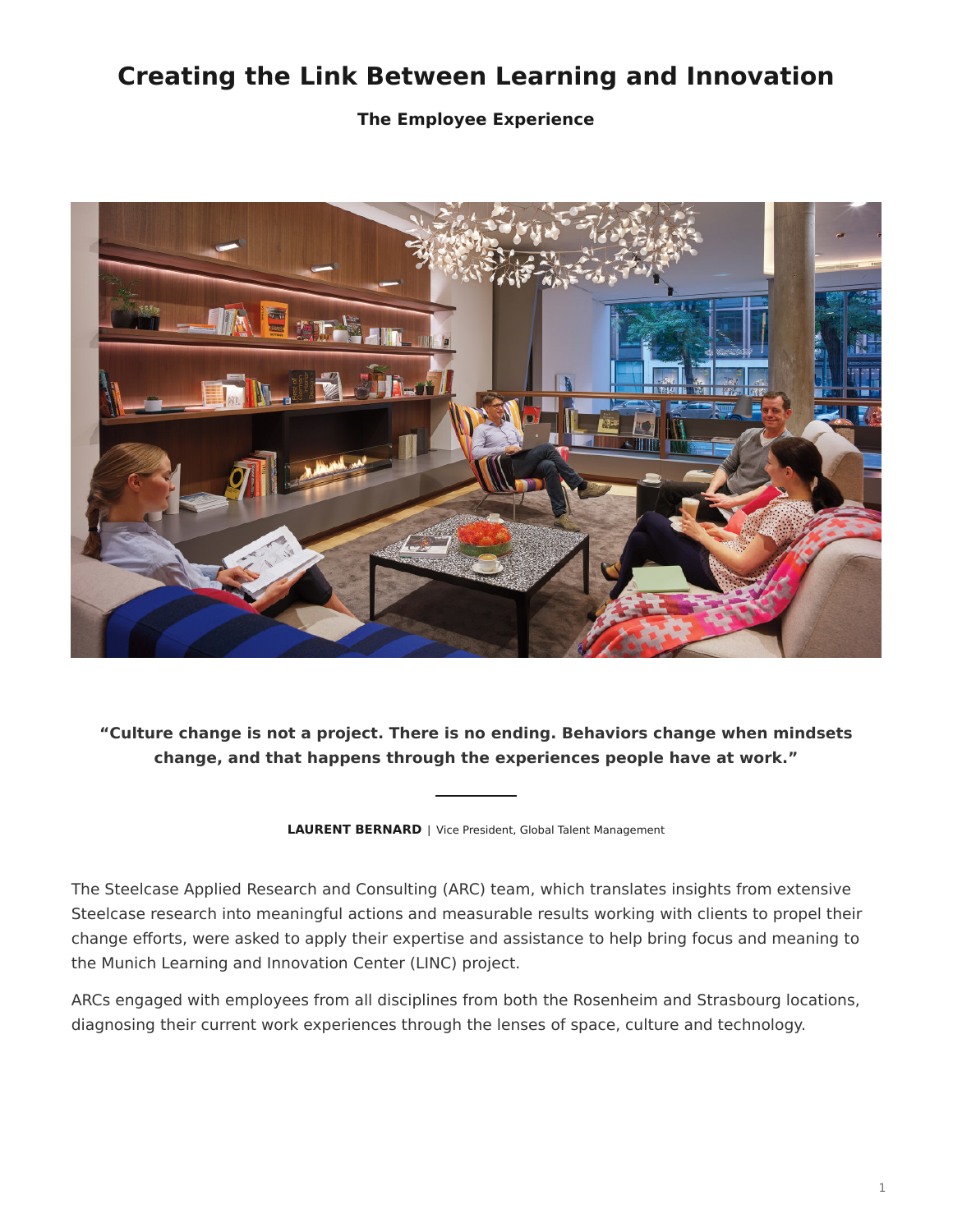# Creating the Link Between Learning and Innovation

**The Employee Experience**

**"Culture change is not a project. There is no ending. Behaviors change when mindsets change, and that happens through the experiences people have at work."**

**LAURENT BERNARD** | Vice President, Global Talent Management

The Steelcase Applied Research and Consulting (ARC) team, which translates insights from extensive Steelcase research into meaningful actions and measurable results working with clients to propel their change efforts, were asked to apply their expertise and assistance to help bring focus and meaning to the Munich Learning and Innovation Center (LINC) project.

ARCs engaged with employees from all disciplines from both the Rosenheim and Strasbourg locations, diagnosing their current work experiences through the lenses of space, culture and technology.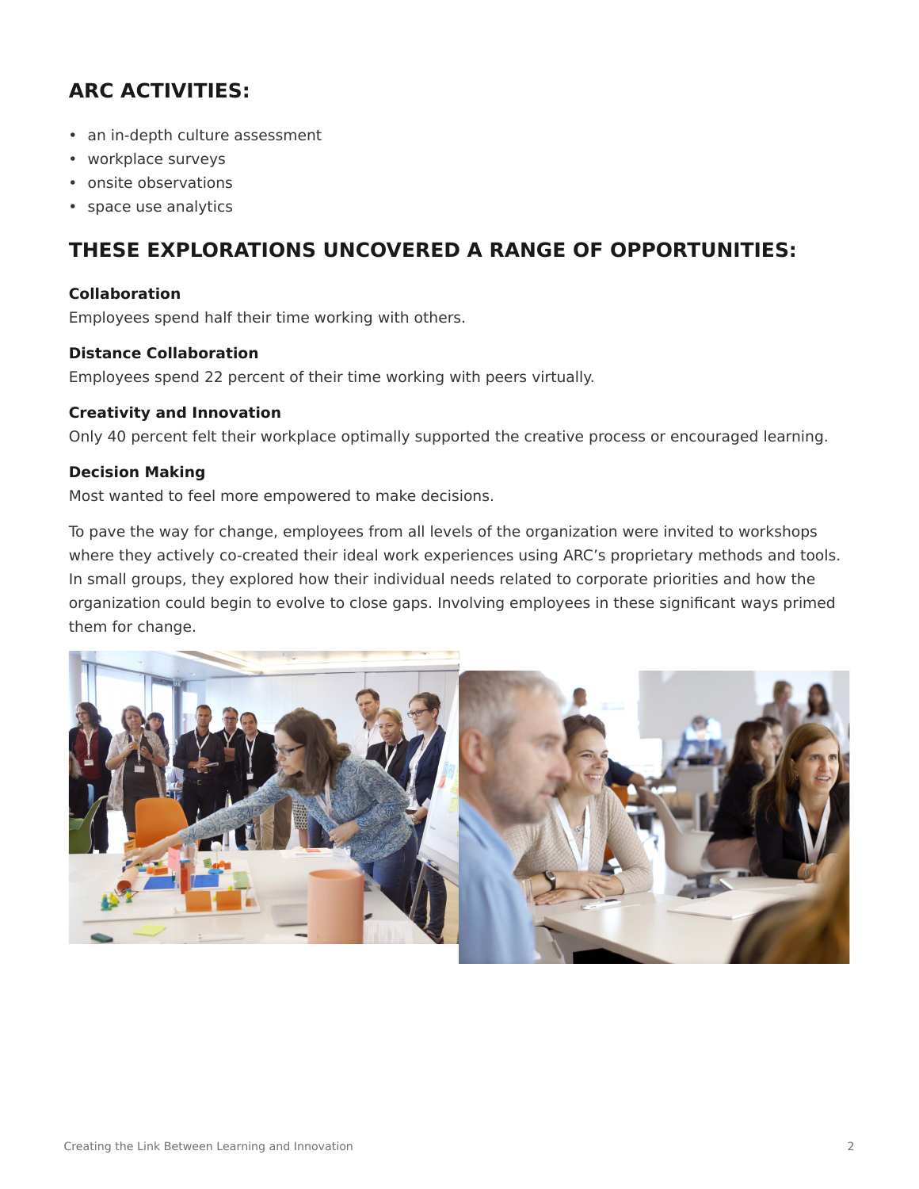## ARC ACTIVITIES:

- an in-depth culture assessment
- workplace surveys
- onsite observations
- space use analytics

## THESE EXPLORATIONS UNCOVERED A RANGE OF OPPORTUNITIES:

**Collaboration**
Employees spend half their time working with others.

**Distance Collaboration**
Employees spend 22 percent of their time working with peers virtually.

**Creativity and Innovation**
Only 40 percent felt their workplace optimally supported the creative process or encouraged learning.

**Decision Making**
Most wanted to feel more empowered to make decisions.

To pave the way for change, employees from all levels of the organization were invited to workshops where they actively co-created their ideal work experiences using ARC's proprietary methods and tools. In small groups, they explored how their individual needs related to corporate priorities and how the organization could begin to evolve to close gaps. Involving employees in these significant ways primed them for change.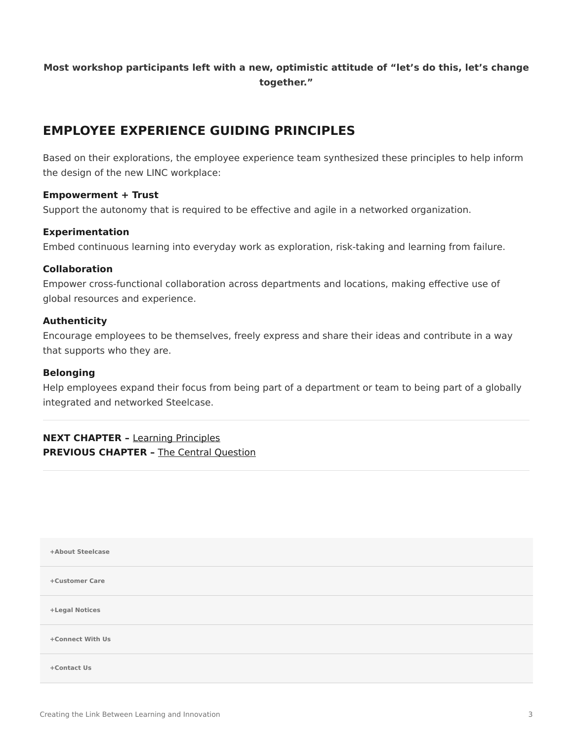**Most workshop participants left with a new, optimistic attitude of “let’s do this, let’s change together.”**

## EMPLOYEE EXPERIENCE GUIDING PRINCIPLES

Based on their explorations, the employee experience team synthesized these principles to help inform the design of the new LINC workplace:

**Empowerment + Trust**
Support the autonomy that is required to be effective and agile in a networked organization.

**Experimentation**
Embed continuous learning into everyday work as exploration, risk-taking and learning from failure.

**Collaboration**
Empower cross-functional collaboration across departments and locations, making effective use of global resources and experience.

**Authenticity**
Encourage employees to be themselves, freely express and share their ideas and contribute in a way that supports who they are.

**Belonging**
Help employees expand their focus from being part of a department or team to being part of a globally integrated and networked Steelcase.

---

**NEXT CHAPTER –** Learning Principles
**PREVIOUS CHAPTER –** The Central Question

---

+About Steelcase

+Customer Care

+Legal Notices

+Connect With Us

+Contact Us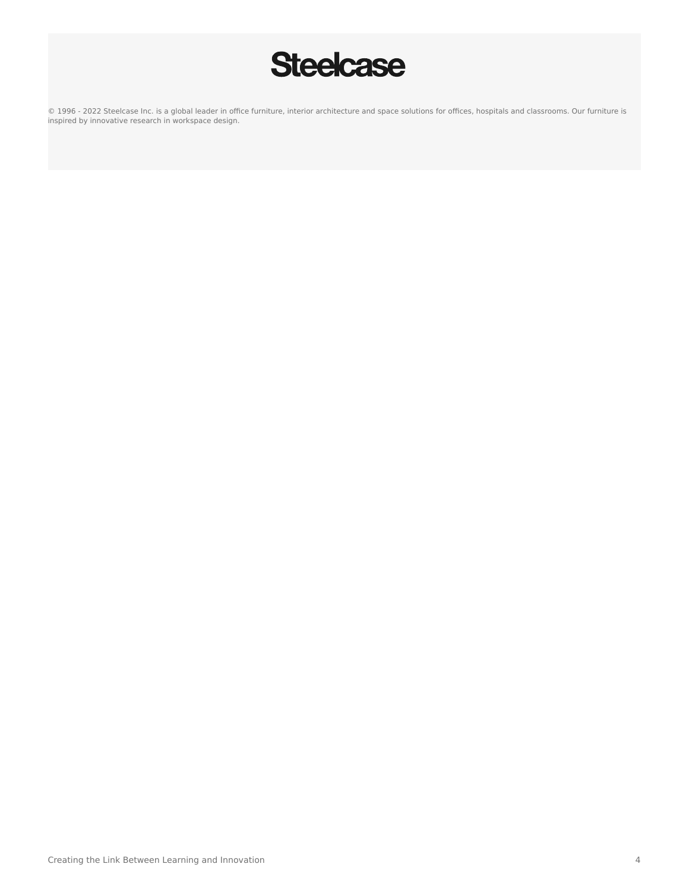Steelcase

© 1996 - 2022 Steelcase Inc. is a global leader in office furniture, interior architecture and space solutions for offices, hospitals and classrooms. Our furniture is inspired by innovative research in workspace design.